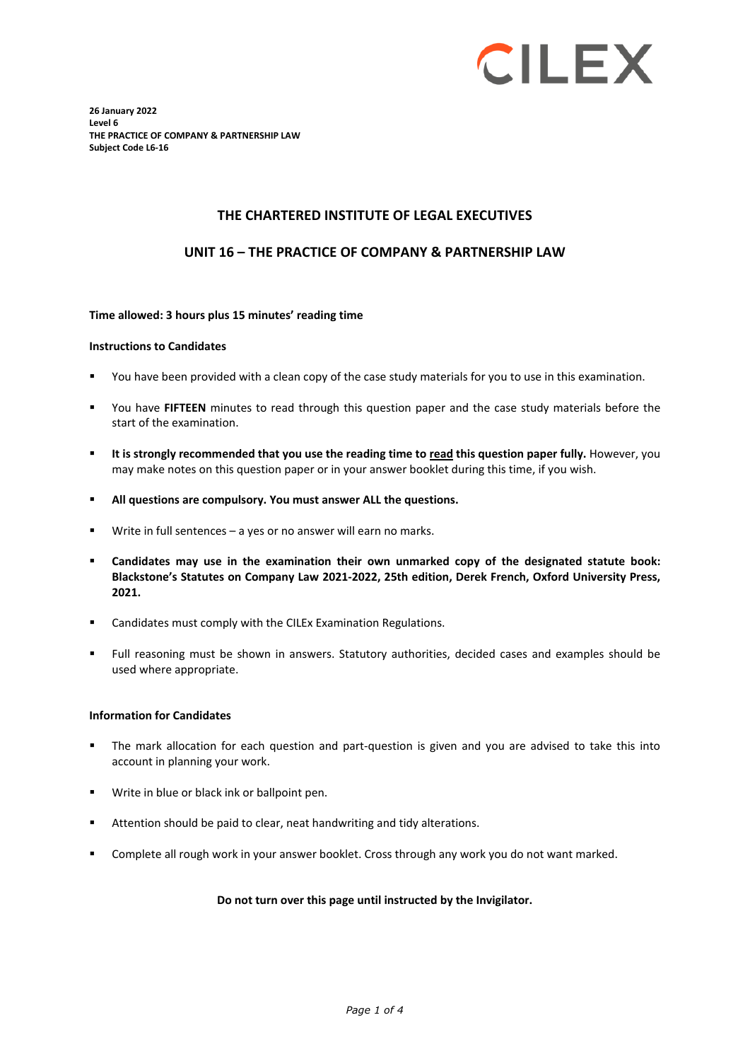CILEX

**26 January 2022**
**Level 6**
**THE PRACTICE OF COMPANY & PARTNERSHIP LAW**
**Subject Code L6-16**

# THE CHARTERED INSTITUTE OF LEGAL EXECUTIVES

## UNIT 16 – THE PRACTICE OF COMPANY & PARTNERSHIP LAW

**Time allowed: 3 hours plus 15 minutes' reading time**

**Instructions to Candidates**

- You have been provided with a clean copy of the case study materials for you to use in this examination.
- You have **FIFTEEN** minutes to read through this question paper and the case study materials before the start of the examination.
- **It is strongly recommended that you use the reading time to read this question paper fully.** However, you may make notes on this question paper or in your answer booklet during this time, if you wish.
- **All questions are compulsory. You must answer ALL the questions.**
- Write in full sentences – a yes or no answer will earn no marks.
- **Candidates may use in the examination their own unmarked copy of the designated statute book: Blackstone's Statutes on Company Law 2021-2022, 25th edition, Derek French, Oxford University Press, 2021.**
- Candidates must comply with the CILEx Examination Regulations.
- Full reasoning must be shown in answers. Statutory authorities, decided cases and examples should be used where appropriate.

**Information for Candidates**

- The mark allocation for each question and part-question is given and you are advised to take this into account in planning your work.
- Write in blue or black ink or ballpoint pen.
- Attention should be paid to clear, neat handwriting and tidy alterations.
- Complete all rough work in your answer booklet. Cross through any work you do not want marked.

**Do not turn over this page until instructed by the Invigilator.**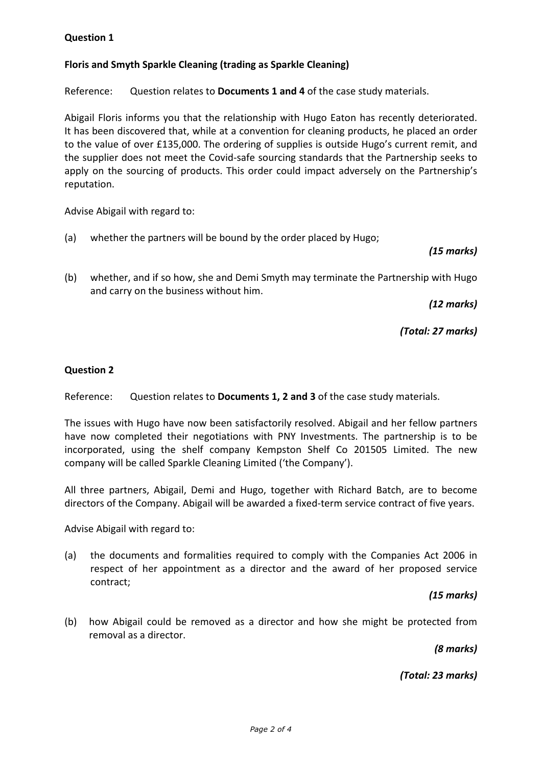## Question 1

**Floris and Smyth Sparkle Cleaning (trading as Sparkle Cleaning)**

Reference: Question relates to **Documents 1 and 4** of the case study materials.

Abigail Floris informs you that the relationship with Hugo Eaton has recently deteriorated. It has been discovered that, while at a convention for cleaning products, he placed an order to the value of over £135,000. The ordering of supplies is outside Hugo's current remit, and the supplier does not meet the Covid-safe sourcing standards that the Partnership seeks to apply on the sourcing of products. This order could impact adversely on the Partnership's reputation.

Advise Abigail with regard to:

(a) whether the partners will be bound by the order placed by Hugo;

*(15 marks)*

(b) whether, and if so how, she and Demi Smyth may terminate the Partnership with Hugo and carry on the business without him.

*(12 marks)*

*(Total: 27 marks)*

## Question 2

Reference: Question relates to **Documents 1, 2 and 3** of the case study materials.

The issues with Hugo have now been satisfactorily resolved. Abigail and her fellow partners have now completed their negotiations with PNY Investments. The partnership is to be incorporated, using the shelf company Kempston Shelf Co 201505 Limited. The new company will be called Sparkle Cleaning Limited ('the Company').

All three partners, Abigail, Demi and Hugo, together with Richard Batch, are to become directors of the Company. Abigail will be awarded a fixed-term service contract of five years.

Advise Abigail with regard to:

(a) the documents and formalities required to comply with the Companies Act 2006 in respect of her appointment as a director and the award of her proposed service contract;

*(15 marks)*

(b) how Abigail could be removed as a director and how she might be protected from removal as a director.

*(8 marks)*

*(Total: 23 marks)*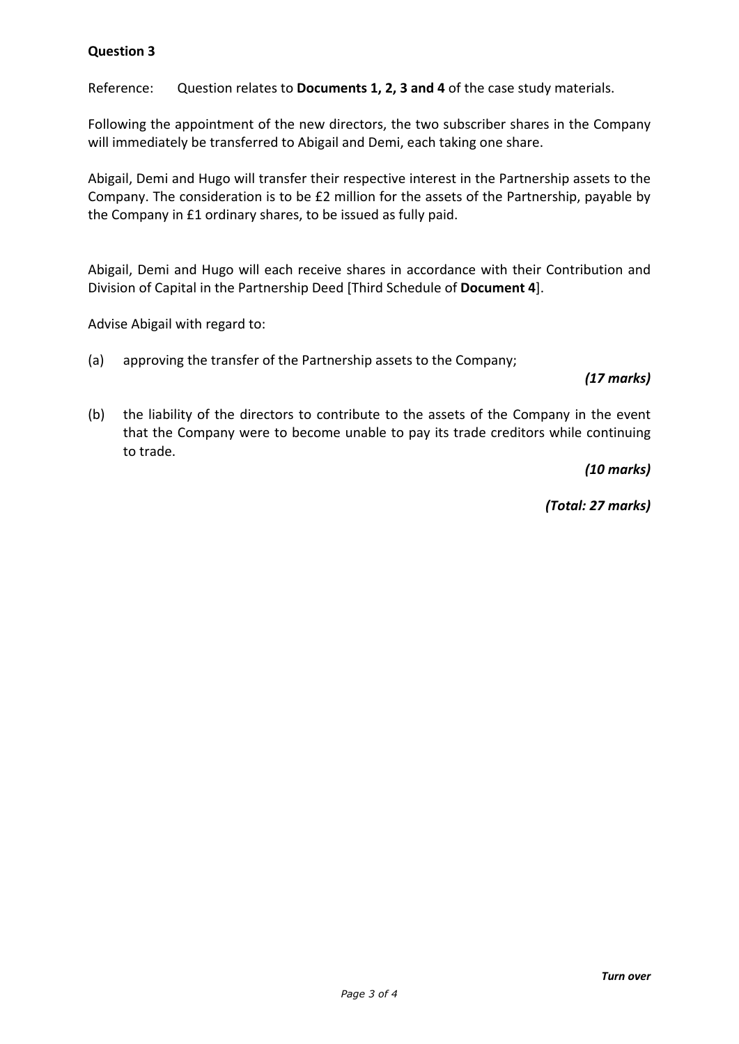**Question 3**

Reference: Question relates to **Documents 1, 2, 3 and 4** of the case study materials.

Following the appointment of the new directors, the two subscriber shares in the Company will immediately be transferred to Abigail and Demi, each taking one share.

Abigail, Demi and Hugo will transfer their respective interest in the Partnership assets to the Company. The consideration is to be £2 million for the assets of the Partnership, payable by the Company in £1 ordinary shares, to be issued as fully paid.

Abigail, Demi and Hugo will each receive shares in accordance with their Contribution and Division of Capital in the Partnership Deed [Third Schedule of **Document 4**].

Advise Abigail with regard to:

(a) approving the transfer of the Partnership assets to the Company;

*(17 marks)*

(b) the liability of the directors to contribute to the assets of the Company in the event that the Company were to become unable to pay its trade creditors while continuing to trade.

*(10 marks)*

*(Total: 27 marks)*

***Turn over***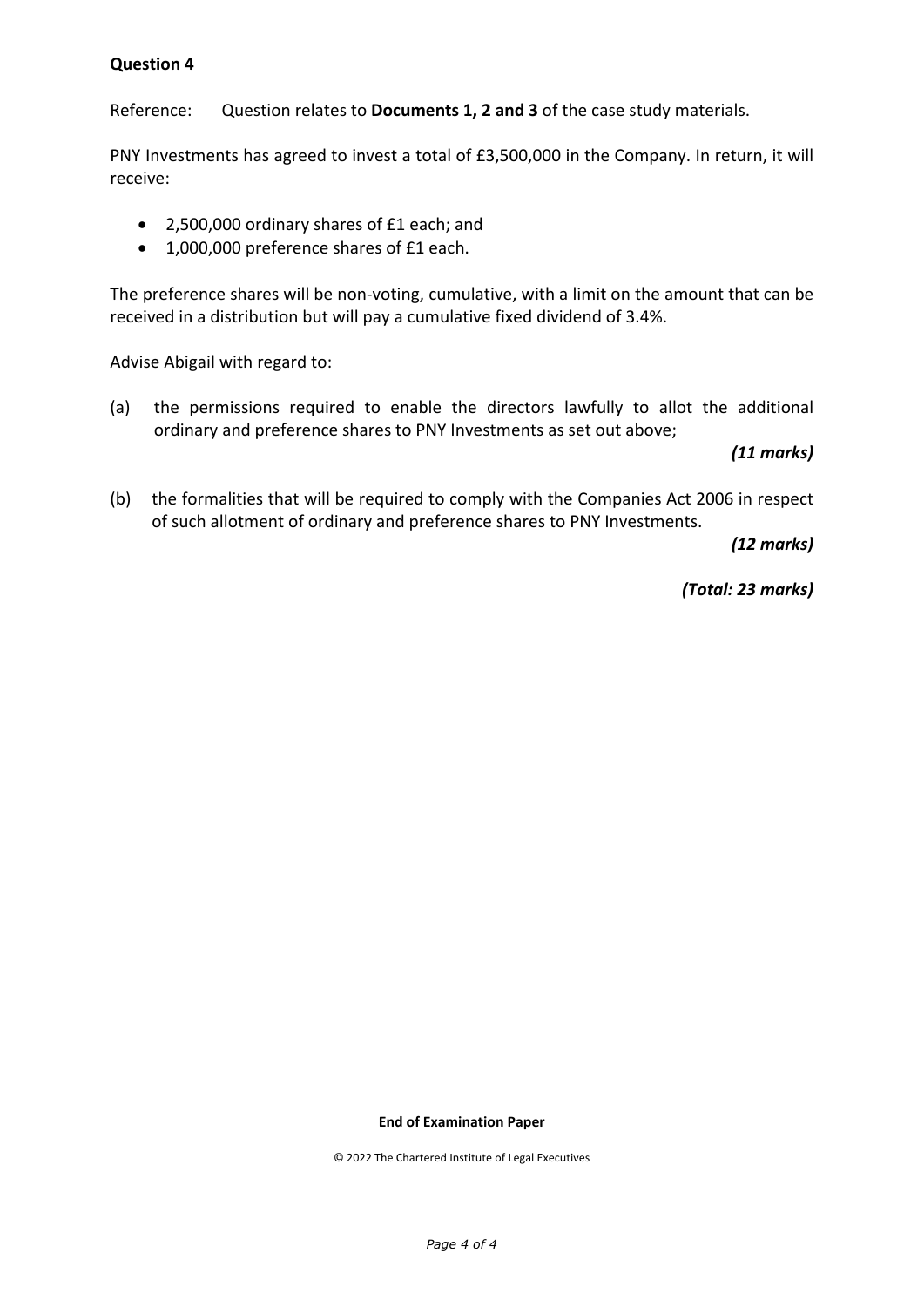**Question 4**

Reference: Question relates to **Documents 1, 2 and 3** of the case study materials.

PNY Investments has agreed to invest a total of £3,500,000 in the Company. In return, it will receive:

- 2,500,000 ordinary shares of £1 each; and
- 1,000,000 preference shares of £1 each.

The preference shares will be non-voting, cumulative, with a limit on the amount that can be received in a distribution but will pay a cumulative fixed dividend of 3.4%.

Advise Abigail with regard to:

(a) the permissions required to enable the directors lawfully to allot the additional ordinary and preference shares to PNY Investments as set out above;

*(11 marks)*

(b) the formalities that will be required to comply with the Companies Act 2006 in respect of such allotment of ordinary and preference shares to PNY Investments.

*(12 marks)*

*(Total: 23 marks)*

**End of Examination Paper**

© 2022 The Chartered Institute of Legal Executives